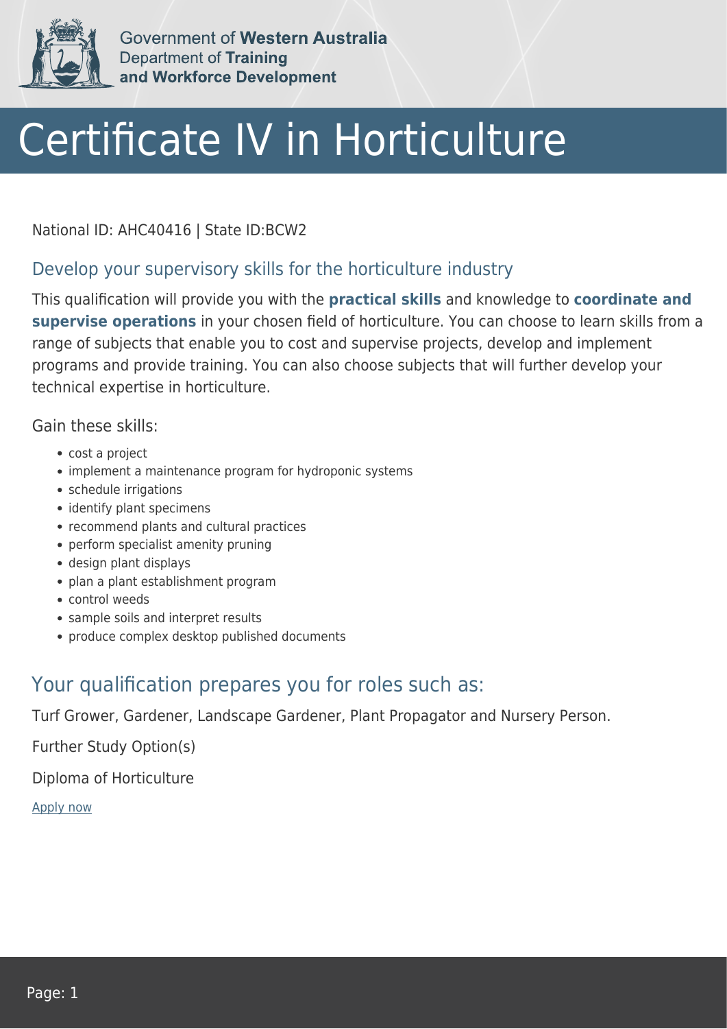Government of **Western Australia**
Department of **Training and Workforce Development**

# Certificate IV in Horticulture

National ID: AHC40416 | State ID:BCW2

## Develop your supervisory skills for the horticulture industry

This qualification will provide you with the **practical skills** and knowledge to **coordinate and supervise operations** in your chosen field of horticulture. You can choose to learn skills from a range of subjects that enable you to cost and supervise projects, develop and implement programs and provide training. You can also choose subjects that will further develop your technical expertise in horticulture.

Gain these skills:

- cost a project
- implement a maintenance program for hydroponic systems
- schedule irrigations
- identify plant specimens
- recommend plants and cultural practices
- perform specialist amenity pruning
- design plant displays
- plan a plant establishment program
- control weeds
- sample soils and interpret results
- produce complex desktop published documents

## Your qualification prepares you for roles such as:

Turf Grower, Gardener, Landscape Gardener, Plant Propagator and Nursery Person.

Further Study Option(s)

Diploma of Horticulture

Apply now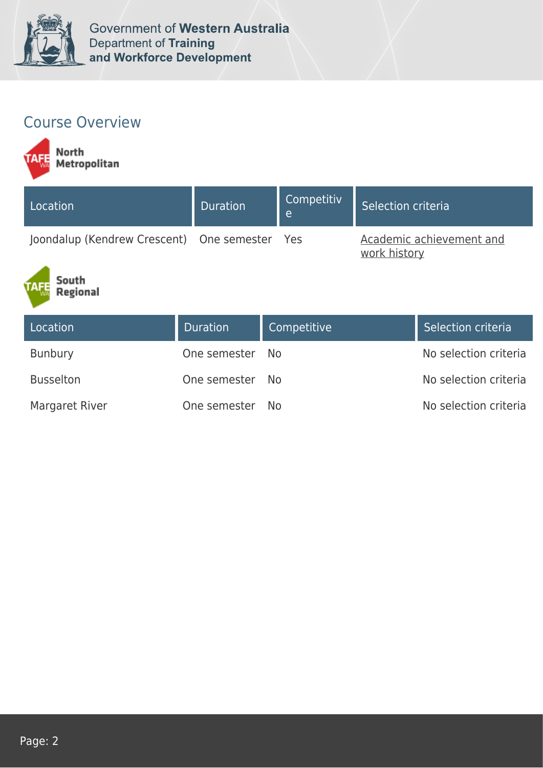## Course Overview

North Metropolitan

| Location | Duration | Competitive | Selection criteria |
| --- | --- | --- | --- |
| Joondalup (Kendrew Crescent) | One semester | Yes | Academic achievement and work history |

South Regional

| Location | Duration | Competitive | Selection criteria |
| --- | --- | --- | --- |
| Bunbury | One semester | No | No selection criteria |
| Busselton | One semester | No | No selection criteria |
| Margaret River | One semester | No | No selection criteria |